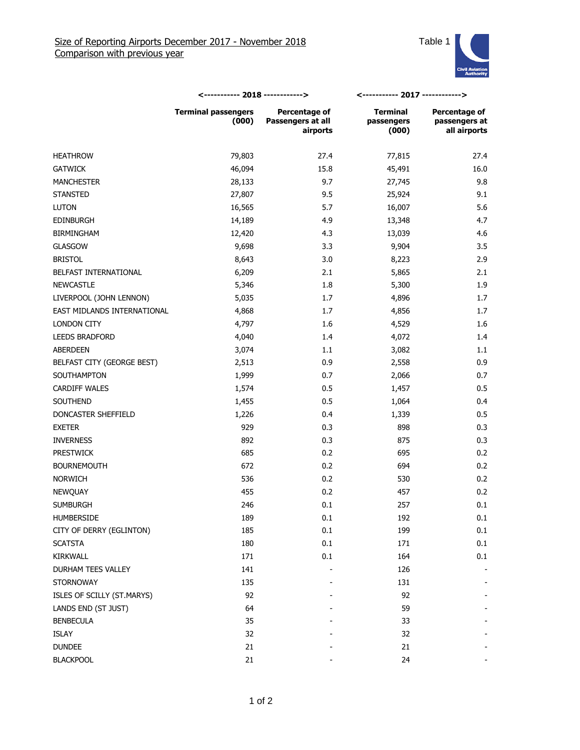Size of Reporting Airports December 2017 - November 2018
Comparison with previous year

Table 1

| | 2018 | | 2017 | |
|---|---|---|---|---|
| | Terminal passengers (000) | Percentage of Passengers at all airports | Terminal passengers (000) | Percentage of passengers at all airports |
| HEATHROW | 79,803 | 27.4 | 77,815 | 27.4 |
| GATWICK | 46,094 | 15.8 | 45,491 | 16.0 |
| MANCHESTER | 28,133 | 9.7 | 27,745 | 9.8 |
| STANSTED | 27,807 | 9.5 | 25,924 | 9.1 |
| LUTON | 16,565 | 5.7 | 16,007 | 5.6 |
| EDINBURGH | 14,189 | 4.9 | 13,348 | 4.7 |
| BIRMINGHAM | 12,420 | 4.3 | 13,039 | 4.6 |
| GLASGOW | 9,698 | 3.3 | 9,904 | 3.5 |
| BRISTOL | 8,643 | 3.0 | 8,223 | 2.9 |
| BELFAST INTERNATIONAL | 6,209 | 2.1 | 5,865 | 2.1 |
| NEWCASTLE | 5,346 | 1.8 | 5,300 | 1.9 |
| LIVERPOOL (JOHN LENNON) | 5,035 | 1.7 | 4,896 | 1.7 |
| EAST MIDLANDS INTERNATIONAL | 4,868 | 1.7 | 4,856 | 1.7 |
| LONDON CITY | 4,797 | 1.6 | 4,529 | 1.6 |
| LEEDS BRADFORD | 4,040 | 1.4 | 4,072 | 1.4 |
| ABERDEEN | 3,074 | 1.1 | 3,082 | 1.1 |
| BELFAST CITY (GEORGE BEST) | 2,513 | 0.9 | 2,558 | 0.9 |
| SOUTHAMPTON | 1,999 | 0.7 | 2,066 | 0.7 |
| CARDIFF WALES | 1,574 | 0.5 | 1,457 | 0.5 |
| SOUTHEND | 1,455 | 0.5 | 1,064 | 0.4 |
| DONCASTER SHEFFIELD | 1,226 | 0.4 | 1,339 | 0.5 |
| EXETER | 929 | 0.3 | 898 | 0.3 |
| INVERNESS | 892 | 0.3 | 875 | 0.3 |
| PRESTWICK | 685 | 0.2 | 695 | 0.2 |
| BOURNEMOUTH | 672 | 0.2 | 694 | 0.2 |
| NORWICH | 536 | 0.2 | 530 | 0.2 |
| NEWQUAY | 455 | 0.2 | 457 | 0.2 |
| SUMBURGH | 246 | 0.1 | 257 | 0.1 |
| HUMBERSIDE | 189 | 0.1 | 192 | 0.1 |
| CITY OF DERRY (EGLINTON) | 185 | 0.1 | 199 | 0.1 |
| SCATSTA | 180 | 0.1 | 171 | 0.1 |
| KIRKWALL | 171 | 0.1 | 164 | 0.1 |
| DURHAM TEES VALLEY | 141 | - | 126 | - |
| STORNOWAY | 135 | - | 131 | - |
| ISLES OF SCILLY (ST.MARYS) | 92 | - | 92 | - |
| LANDS END (ST JUST) | 64 | - | 59 | - |
| BENBECULA | 35 | - | 33 | - |
| ISLAY | 32 | - | 32 | - |
| DUNDEE | 21 | - | 21 | - |
| BLACKPOOL | 21 | - | 24 | - |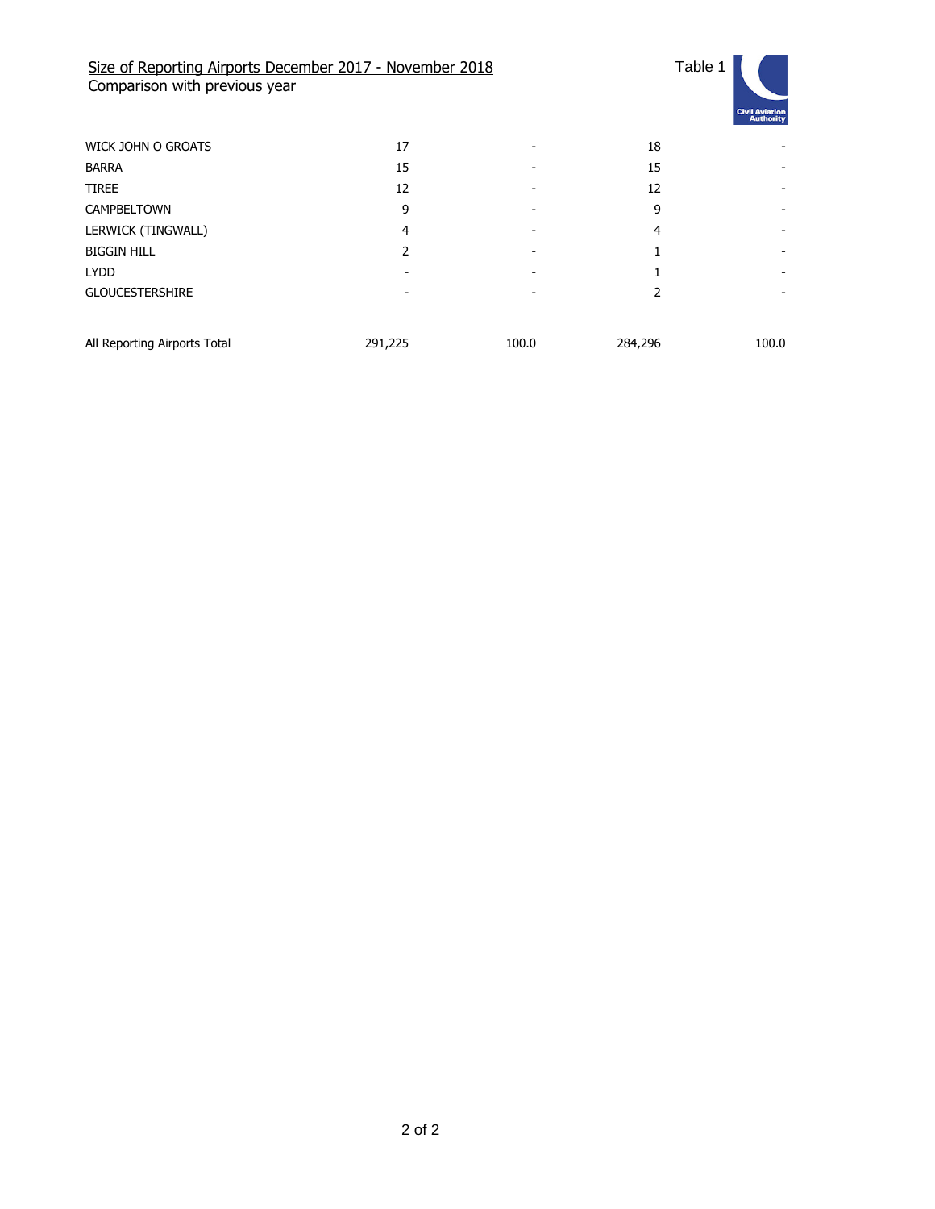## Size of Reporting Airports December 2017 - November 2018
## Comparison with previous year

Table 1

| | | | | |
|---|---|---|---|---|
| WICK JOHN O GROATS | 17 | - | 18 | - |
| BARRA | 15 | - | 15 | - |
| TIREE | 12 | - | 12 | - |
| CAMPBELTOWN | 9 | - | 9 | - |
| LERWICK (TINGWALL) | 4 | - | 4 | - |
| BIGGIN HILL | 2 | - | 1 | - |
| LYDD | - | - | 1 | - |
| GLOUCESTERSHIRE | - | - | 2 | - |
| All Reporting Airports Total | 291,225 | 100.0 | 284,296 | 100.0 |